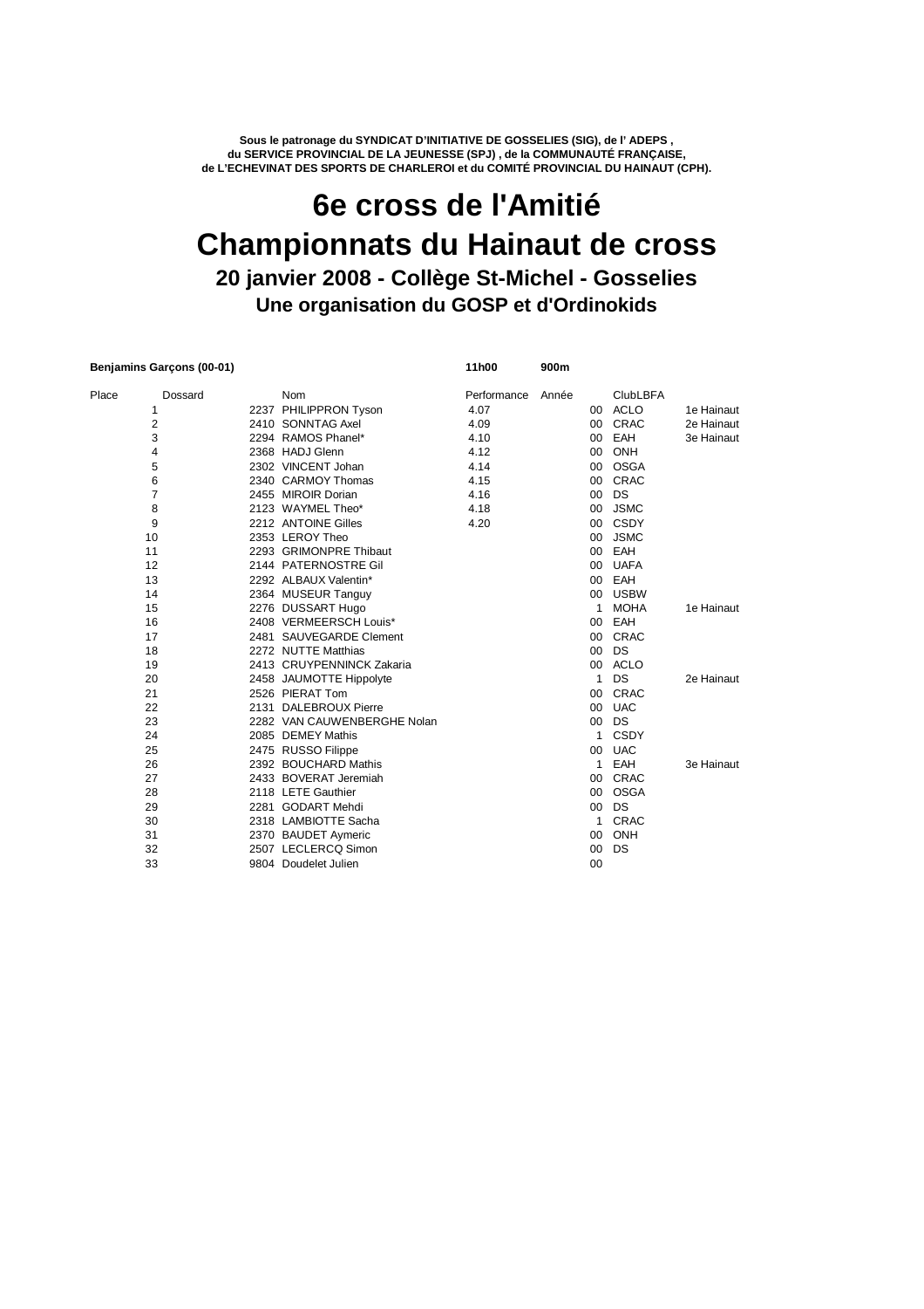**Sous le patronage du SYNDICAT D'INITIATIVE DE GOSSELIES (SIG), de l' ADEPS ,**
**du SERVICE PROVINCIAL DE LA JEUNESSE (SPJ) , de la COMMUNAUTÉ FRANÇAISE,**
**de L'ECHEVINAT DES SPORTS DE CHARLEROI et du COMITÉ PROVINCIAL DU HAINAUT (CPH).**

# 6e cross de l'Amitié
# Championnats du Hainaut de cross
## 20 janvier 2008 - Collège St-Michel - Gosselies
### Une organisation du GOSP et d'Ordinokids

**Benjamins Garçons (00-01)** **11h00** **900m**

| Place | Dossard | Nom | Performance | Année | ClubLBFA | |
|---|---|---|---|---|---|---|
| 1 | 2237 | PHILIPPRON Tyson | 4.07 | 00 | ACLO | 1e Hainaut |
| 2 | 2410 | SONNTAG Axel | 4.09 | 00 | CRAC | 2e Hainaut |
| 3 | 2294 | RAMOS Phanel* | 4.10 | 00 | EAH | 3e Hainaut |
| 4 | 2368 | HADJ Glenn | 4.12 | 00 | ONH | |
| 5 | 2302 | VINCENT Johan | 4.14 | 00 | OSGA | |
| 6 | 2340 | CARMOY Thomas | 4.15 | 00 | CRAC | |
| 7 | 2455 | MIROIR Dorian | 4.16 | 00 | DS | |
| 8 | 2123 | WAYMEL Theo* | 4.18 | 00 | JSMC | |
| 9 | 2212 | ANTOINE Gilles | 4.20 | 00 | CSDY | |
| 10 | 2353 | LEROY Theo | | 00 | JSMC | |
| 11 | 2293 | GRIMONPRE Thibaut | | 00 | EAH | |
| 12 | 2144 | PATERNOSTRE Gil | | 00 | UAFA | |
| 13 | 2292 | ALBAUX Valentin* | | 00 | EAH | |
| 14 | 2364 | MUSEUR Tanguy | | 00 | USBW | |
| 15 | 2276 | DUSSART Hugo | | 1 | MOHA | 1e Hainaut |
| 16 | 2408 | VERMEERSCH Louis* | | 00 | EAH | |
| 17 | 2481 | SAUVEGARDE Clement | | 00 | CRAC | |
| 18 | 2272 | NUTTE Matthias | | 00 | DS | |
| 19 | 2413 | CRUYPENNINCK Zakaria | | 00 | ACLO | |
| 20 | 2458 | JAUMOTTE Hippolyte | | 1 | DS | 2e Hainaut |
| 21 | 2526 | PIERAT Tom | | 00 | CRAC | |
| 22 | 2131 | DALEBROUX Pierre | | 00 | UAC | |
| 23 | 2282 | VAN CAUWENBERGHE Nolan | | 00 | DS | |
| 24 | 2085 | DEMEY Mathis | | 1 | CSDY | |
| 25 | 2475 | RUSSO Filippe | | 00 | UAC | |
| 26 | 2392 | BOUCHARD Mathis | | 1 | EAH | 3e Hainaut |
| 27 | 2433 | BOVERAT Jeremiah | | 00 | CRAC | |
| 28 | 2118 | LETE Gauthier | | 00 | OSGA | |
| 29 | 2281 | GODART Mehdi | | 00 | DS | |
| 30 | 2318 | LAMBIOTTE Sacha | | 1 | CRAC | |
| 31 | 2370 | BAUDET Aymeric | | 00 | ONH | |
| 32 | 2507 | LECLERCQ Simon | | 00 | DS | |
| 33 | 9804 | Doudelet Julien | | 00 | | |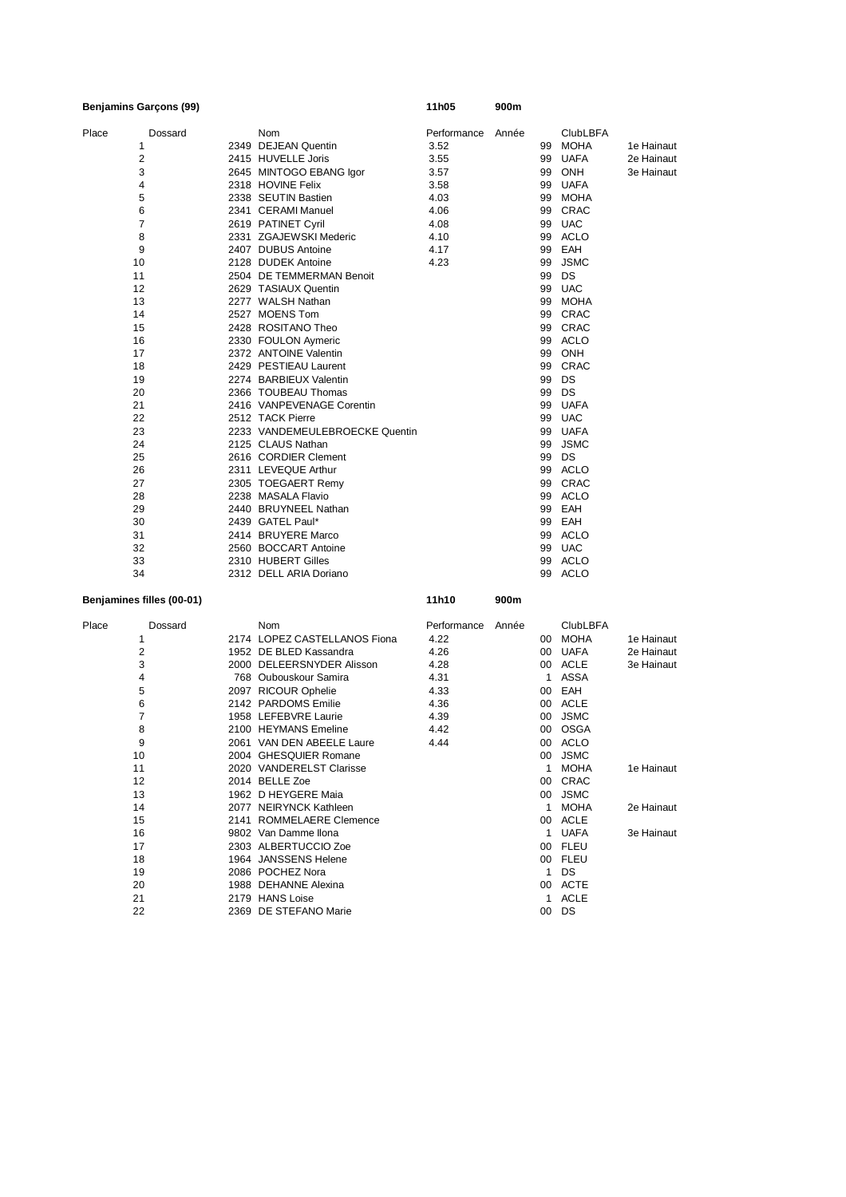**Benjamins Garçons (99)** **11h05** **900m**

| Place | Dossard | Nom | Performance | Année | ClubLBFA | |
|---|---|---|---|---|---|---|
| 1 | 2349 | DEJEAN Quentin | 3.52 | 99 | MOHA | 1e Hainaut |
| 2 | 2415 | HUVELLE Joris | 3.55 | 99 | UAFA | 2e Hainaut |
| 3 | 2645 | MINTOGO EBANG Igor | 3.57 | 99 | ONH | 3e Hainaut |
| 4 | 2318 | HOVINE Felix | 3.58 | 99 | UAFA | |
| 5 | 2338 | SEUTIN Bastien | 4.03 | 99 | MOHA | |
| 6 | 2341 | CERAMI Manuel | 4.06 | 99 | CRAC | |
| 7 | 2619 | PATINET Cyril | 4.08 | 99 | UAC | |
| 8 | 2331 | ZGAJEWSKI Mederic | 4.10 | 99 | ACLO | |
| 9 | 2407 | DUBUS Antoine | 4.17 | 99 | EAH | |
| 10 | 2128 | DUDEK Antoine | 4.23 | 99 | JSMC | |
| 11 | 2504 | DE TEMMERMAN Benoit | | 99 | DS | |
| 12 | 2629 | TASIAUX Quentin | | 99 | UAC | |
| 13 | 2277 | WALSH Nathan | | 99 | MOHA | |
| 14 | 2527 | MOENS Tom | | 99 | CRAC | |
| 15 | 2428 | ROSITANO Theo | | 99 | CRAC | |
| 16 | 2330 | FOULON Aymeric | | 99 | ACLO | |
| 17 | 2372 | ANTOINE Valentin | | 99 | ONH | |
| 18 | 2429 | PESTIEAU Laurent | | 99 | CRAC | |
| 19 | 2274 | BARBIEUX Valentin | | 99 | DS | |
| 20 | 2366 | TOUBEAU Thomas | | 99 | DS | |
| 21 | 2416 | VANPEVENAGE Corentin | | 99 | UAFA | |
| 22 | 2512 | TACK Pierre | | 99 | UAC | |
| 23 | 2233 | VANDEMEULEBROECKE Quentin | | 99 | UAFA | |
| 24 | 2125 | CLAUS Nathan | | 99 | JSMC | |
| 25 | 2616 | CORDIER Clement | | 99 | DS | |
| 26 | 2311 | LEVEQUE Arthur | | 99 | ACLO | |
| 27 | 2305 | TOEGAERT Remy | | 99 | CRAC | |
| 28 | 2238 | MASALA Flavio | | 99 | ACLO | |
| 29 | 2440 | BRUYNEEL Nathan | | 99 | EAH | |
| 30 | 2439 | GATEL Paul* | | 99 | EAH | |
| 31 | 2414 | BRUYERE Marco | | 99 | ACLO | |
| 32 | 2560 | BOCCART Antoine | | 99 | UAC | |
| 33 | 2310 | HUBERT Gilles | | 99 | ACLO | |
| 34 | 2312 | DELL ARIA Doriano | | 99 | ACLO | |

**Benjamines filles (00-01)** **11h10** **900m**

| Place | Dossard | Nom | Performance | Année | ClubLBFA | |
|---|---|---|---|---|---|---|
| 1 | 2174 | LOPEZ CASTELLANOS Fiona | 4.22 | 00 | MOHA | 1e Hainaut |
| 2 | 1952 | DE BLED Kassandra | 4.26 | 00 | UAFA | 2e Hainaut |
| 3 | 2000 | DELEERSNYDER Alisson | 4.28 | 00 | ACLE | 3e Hainaut |
| 4 | 768 | Oubouskour Samira | 4.31 | 1 | ASSA | |
| 5 | 2097 | RICOUR Ophelie | 4.33 | 00 | EAH | |
| 6 | 2142 | PARDOMS Emilie | 4.36 | 00 | ACLE | |
| 7 | 1958 | LEFEBVRE Laurie | 4.39 | 00 | JSMC | |
| 8 | 2100 | HEYMANS Emeline | 4.42 | 00 | OSGA | |
| 9 | 2061 | VAN DEN ABEELE Laure | 4.44 | 00 | ACLO | |
| 10 | 2004 | GHESQUIER Romane | | 00 | JSMC | |
| 11 | 2020 | VANDERELST Clarisse | | 1 | MOHA | 1e Hainaut |
| 12 | 2014 | BELLE Zoe | | 00 | CRAC | |
| 13 | 1962 | D HEYGERE Maia | | 00 | JSMC | |
| 14 | 2077 | NEIRYNCK Kathleen | | 1 | MOHA | 2e Hainaut |
| 15 | 2141 | ROMMELAERE Clemence | | 00 | ACLE | |
| 16 | 9802 | Van Damme Ilona | | 1 | UAFA | 3e Hainaut |
| 17 | 2303 | ALBERTUCCIO Zoe | | 00 | FLEU | |
| 18 | 1964 | JANSSENS Helene | | 00 | FLEU | |
| 19 | 2086 | POCHEZ Nora | | 1 | DS | |
| 20 | 1988 | DEHANNE Alexina | | 00 | ACTE | |
| 21 | 2179 | HANS Loise | | 1 | ACLE | |
| 22 | 2369 | DE STEFANO Marie | | 00 | DS | |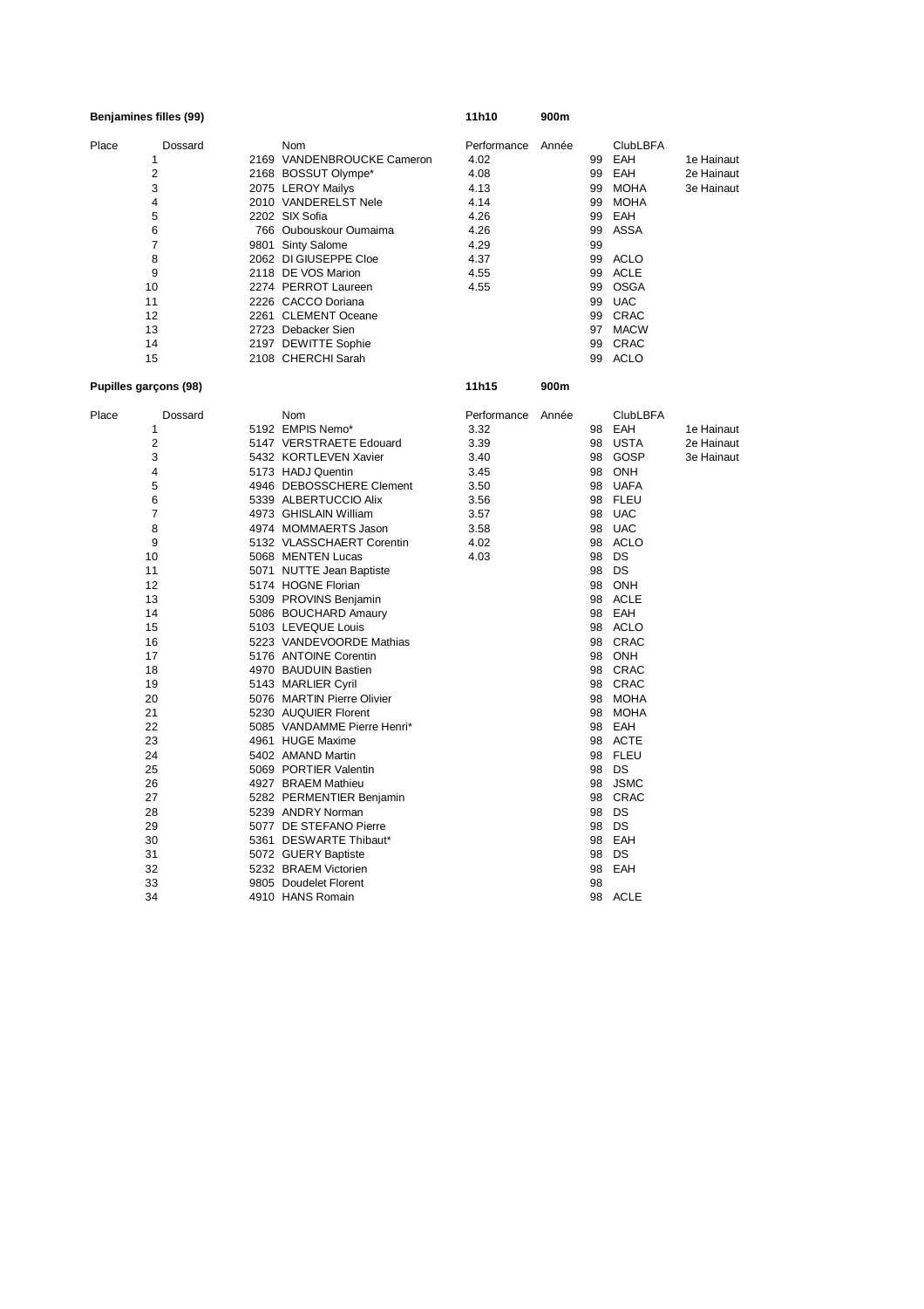**Benjamines filles (99)** | **11h10** | **900m**

| Place | Dossard | Nom | Performance | Année | ClubLBFA | |
|---|---|---|---|---|---|---|
| 1 | 2169 | VANDENBROUCKE Cameron | 4.02 | 99 | EAH | 1e Hainaut |
| 2 | 2168 | BOSSUT Olympe* | 4.08 | 99 | EAH | 2e Hainaut |
| 3 | 2075 | LEROY Mailys | 4.13 | 99 | MOHA | 3e Hainaut |
| 4 | 2010 | VANDERELST Nele | 4.14 | 99 | MOHA | |
| 5 | 2202 | SIX Sofia | 4.26 | 99 | EAH | |
| 6 | 766 | Oubouskour Oumaima | 4.26 | 99 | ASSA | |
| 7 | 9801 | Sinty Salome | 4.29 | 99 | | |
| 8 | 2062 | DI GIUSEPPE Cloe | 4.37 | 99 | ACLO | |
| 9 | 2118 | DE VOS Marion | 4.55 | 99 | ACLE | |
| 10 | 2274 | PERROT Laureen | 4.55 | 99 | OSGA | |
| 11 | 2226 | CACCO Doriana | | 99 | UAC | |
| 12 | 2261 | CLEMENT Oceane | | 99 | CRAC | |
| 13 | 2723 | Debacker Sien | | 97 | MACW | |
| 14 | 2197 | DEWITTE Sophie | | 99 | CRAC | |
| 15 | 2108 | CHERCHI Sarah | | 99 | ACLO | |

**Pupilles garçons (98)** | **11h15** | **900m**

| Place | Dossard | Nom | Performance | Année | ClubLBFA | |
|---|---|---|---|---|---|---|
| 1 | 5192 | EMPIS Nemo* | 3.32 | 98 | EAH | 1e Hainaut |
| 2 | 5147 | VERSTRAETE Edouard | 3.39 | 98 | USTA | 2e Hainaut |
| 3 | 5432 | KORTLEVEN Xavier | 3.40 | 98 | GOSP | 3e Hainaut |
| 4 | 5173 | HADJ Quentin | 3.45 | 98 | ONH | |
| 5 | 4946 | DEBOSSCHERE Clement | 3.50 | 98 | UAFA | |
| 6 | 5339 | ALBERTUCCIO Alix | 3.56 | 98 | FLEU | |
| 7 | 4973 | GHISLAIN William | 3.57 | 98 | UAC | |
| 8 | 4974 | MOMMAERTS Jason | 3.58 | 98 | UAC | |
| 9 | 5132 | VLASSCHAERT Corentin | 4.02 | 98 | ACLO | |
| 10 | 5068 | MENTEN Lucas | 4.03 | 98 | DS | |
| 11 | 5071 | NUTTE Jean Baptiste | | 98 | DS | |
| 12 | 5174 | HOGNE Florian | | 98 | ONH | |
| 13 | 5309 | PROVINS Benjamin | | 98 | ACLE | |
| 14 | 5086 | BOUCHARD Amaury | | 98 | EAH | |
| 15 | 5103 | LEVEQUE Louis | | 98 | ACLO | |
| 16 | 5223 | VANDEVOORDE Mathias | | 98 | CRAC | |
| 17 | 5176 | ANTOINE Corentin | | 98 | ONH | |
| 18 | 4970 | BAUDUIN Bastien | | 98 | CRAC | |
| 19 | 5143 | MARLIER Cyril | | 98 | CRAC | |
| 20 | 5076 | MARTIN Pierre Olivier | | 98 | MOHA | |
| 21 | 5230 | AUQUIER Florent | | 98 | MOHA | |
| 22 | 5085 | VANDAMME Pierre Henri* | | 98 | EAH | |
| 23 | 4961 | HUGE Maxime | | 98 | ACTE | |
| 24 | 5402 | AMAND Martin | | 98 | FLEU | |
| 25 | 5069 | PORTIER Valentin | | 98 | DS | |
| 26 | 4927 | BRAEM Mathieu | | 98 | JSMC | |
| 27 | 5282 | PERMENTIER Benjamin | | 98 | CRAC | |
| 28 | 5239 | ANDRY Norman | | 98 | DS | |
| 29 | 5077 | DE STEFANO Pierre | | 98 | DS | |
| 30 | 5361 | DESWARTE Thibaut* | | 98 | EAH | |
| 31 | 5072 | GUERY Baptiste | | 98 | DS | |
| 32 | 5232 | BRAEM Victorien | | 98 | EAH | |
| 33 | 9805 | Doudelet Florent | | 98 | | |
| 34 | 4910 | HANS Romain | | 98 | ACLE | |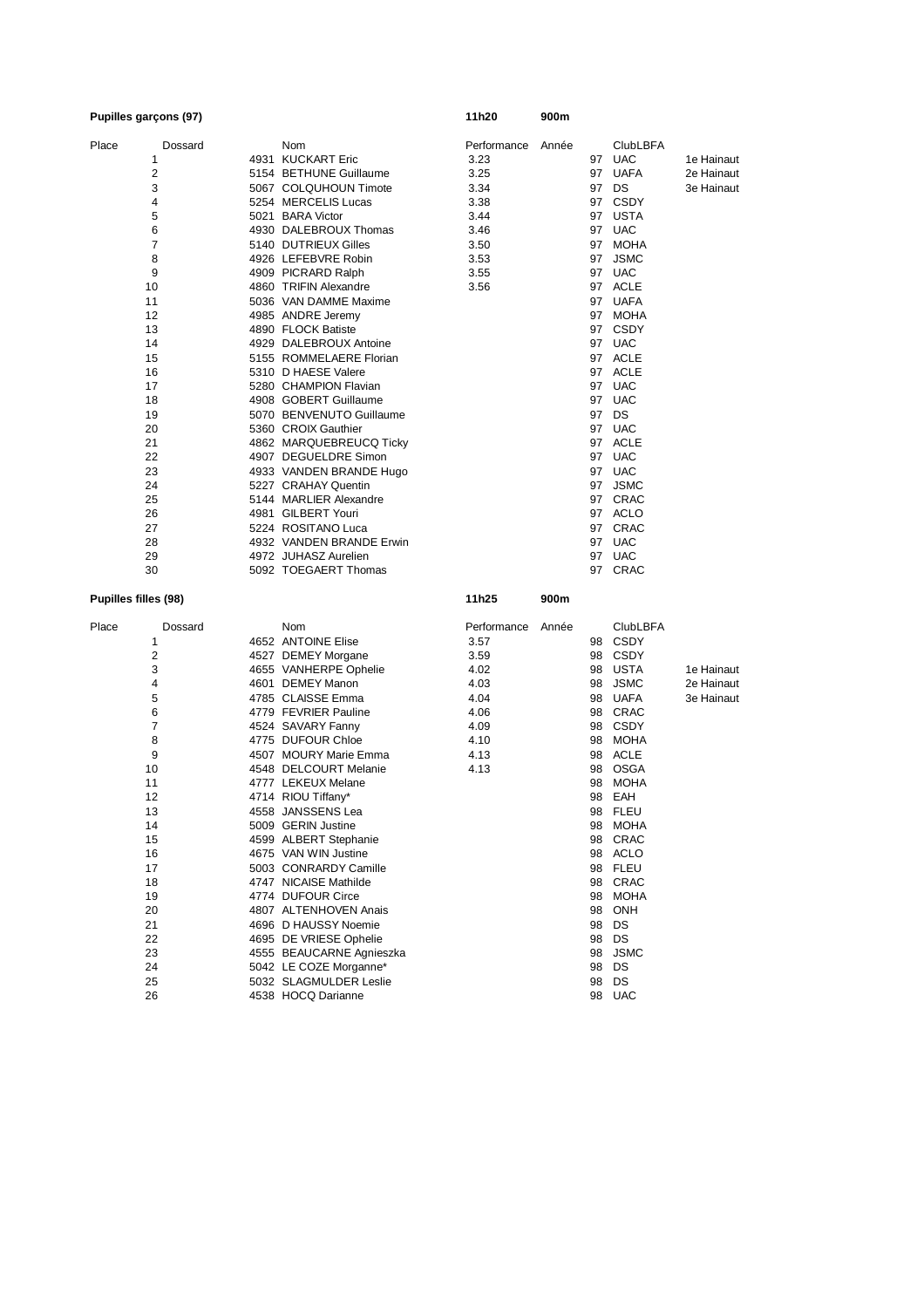**Pupilles garçons (97)** **11h20** **900m**

| Place | Dossard | Nom | Performance | Année | ClubLBFA | |
|---|---|---|---|---|---|---|
| 1 | 4931 | KUCKART Eric | 3.23 | 97 | UAC | 1e Hainaut |
| 2 | 5154 | BETHUNE Guillaume | 3.25 | 97 | UAFA | 2e Hainaut |
| 3 | 5067 | COLQUHOUN Timote | 3.34 | 97 | DS | 3e Hainaut |
| 4 | 5254 | MERCELIS Lucas | 3.38 | 97 | CSDY | |
| 5 | 5021 | BARA Victor | 3.44 | 97 | USTA | |
| 6 | 4930 | DALEBROUX Thomas | 3.46 | 97 | UAC | |
| 7 | 5140 | DUTRIEUX Gilles | 3.50 | 97 | MOHA | |
| 8 | 4926 | LEFEBVRE Robin | 3.53 | 97 | JSMC | |
| 9 | 4909 | PICRARD Ralph | 3.55 | 97 | UAC | |
| 10 | 4860 | TRIFIN Alexandre | 3.56 | 97 | ACLE | |
| 11 | 5036 | VAN DAMME Maxime | | 97 | UAFA | |
| 12 | 4985 | ANDRE Jeremy | | 97 | MOHA | |
| 13 | 4890 | FLOCK Batiste | | 97 | CSDY | |
| 14 | 4929 | DALEBROUX Antoine | | 97 | UAC | |
| 15 | 5155 | ROMMELAERE Florian | | 97 | ACLE | |
| 16 | 5310 | D HAESE Valere | | 97 | ACLE | |
| 17 | 5280 | CHAMPION Flavian | | 97 | UAC | |
| 18 | 4908 | GOBERT Guillaume | | 97 | UAC | |
| 19 | 5070 | BENVENUTO Guillaume | | 97 | DS | |
| 20 | 5360 | CROIX Gauthier | | 97 | UAC | |
| 21 | 4862 | MARQUEBREUCQ Ticky | | 97 | ACLE | |
| 22 | 4907 | DEGUELDRE Simon | | 97 | UAC | |
| 23 | 4933 | VANDEN BRANDE Hugo | | 97 | UAC | |
| 24 | 5227 | CRAHAY Quentin | | 97 | JSMC | |
| 25 | 5144 | MARLIER Alexandre | | 97 | CRAC | |
| 26 | 4981 | GILBERT Youri | | 97 | ACLO | |
| 27 | 5224 | ROSITANO Luca | | 97 | CRAC | |
| 28 | 4932 | VANDEN BRANDE Erwin | | 97 | UAC | |
| 29 | 4972 | JUHASZ Aurelien | | 97 | UAC | |
| 30 | 5092 | TOEGAERT Thomas | | 97 | CRAC | |

**Pupilles filles (98)** **11h25** **900m**

| Place | Dossard | Nom | Performance | Année | ClubLBFA | |
|---|---|---|---|---|---|---|
| 1 | 4652 | ANTOINE Elise | 3.57 | 98 | CSDY | |
| 2 | 4527 | DEMEY Morgane | 3.59 | 98 | CSDY | |
| 3 | 4655 | VANHERPE Ophelie | 4.02 | 98 | USTA | 1e Hainaut |
| 4 | 4601 | DEMEY Manon | 4.03 | 98 | JSMC | 2e Hainaut |
| 5 | 4785 | CLAISSE Emma | 4.04 | 98 | UAFA | 3e Hainaut |
| 6 | 4779 | FEVRIER Pauline | 4.06 | 98 | CRAC | |
| 7 | 4524 | SAVARY Fanny | 4.09 | 98 | CSDY | |
| 8 | 4775 | DUFOUR Chloe | 4.10 | 98 | MOHA | |
| 9 | 4507 | MOURY Marie Emma | 4.13 | 98 | ACLE | |
| 10 | 4548 | DELCOURT Melanie | 4.13 | 98 | OSGA | |
| 11 | 4777 | LEKEUX Melane | | 98 | MOHA | |
| 12 | 4714 | RIOU Tiffany* | | 98 | EAH | |
| 13 | 4558 | JANSSENS Lea | | 98 | FLEU | |
| 14 | 5009 | GERIN Justine | | 98 | MOHA | |
| 15 | 4599 | ALBERT Stephanie | | 98 | CRAC | |
| 16 | 4675 | VAN WIN Justine | | 98 | ACLO | |
| 17 | 5003 | CONRARDY Camille | | 98 | FLEU | |
| 18 | 4747 | NICAISE Mathilde | | 98 | CRAC | |
| 19 | 4774 | DUFOUR Circe | | 98 | MOHA | |
| 20 | 4807 | ALTENHOVEN Anais | | 98 | ONH | |
| 21 | 4696 | D HAUSSY Noemie | | 98 | DS | |
| 22 | 4695 | DE VRIESE Ophelie | | 98 | DS | |
| 23 | 4555 | BEAUCARNE Agnieszka | | 98 | JSMC | |
| 24 | 5042 | LE COZE Morganne* | | 98 | DS | |
| 25 | 5032 | SLAGMULDER Leslie | | 98 | DS | |
| 26 | 4538 | HOCQ Darianne | | 98 | UAC | |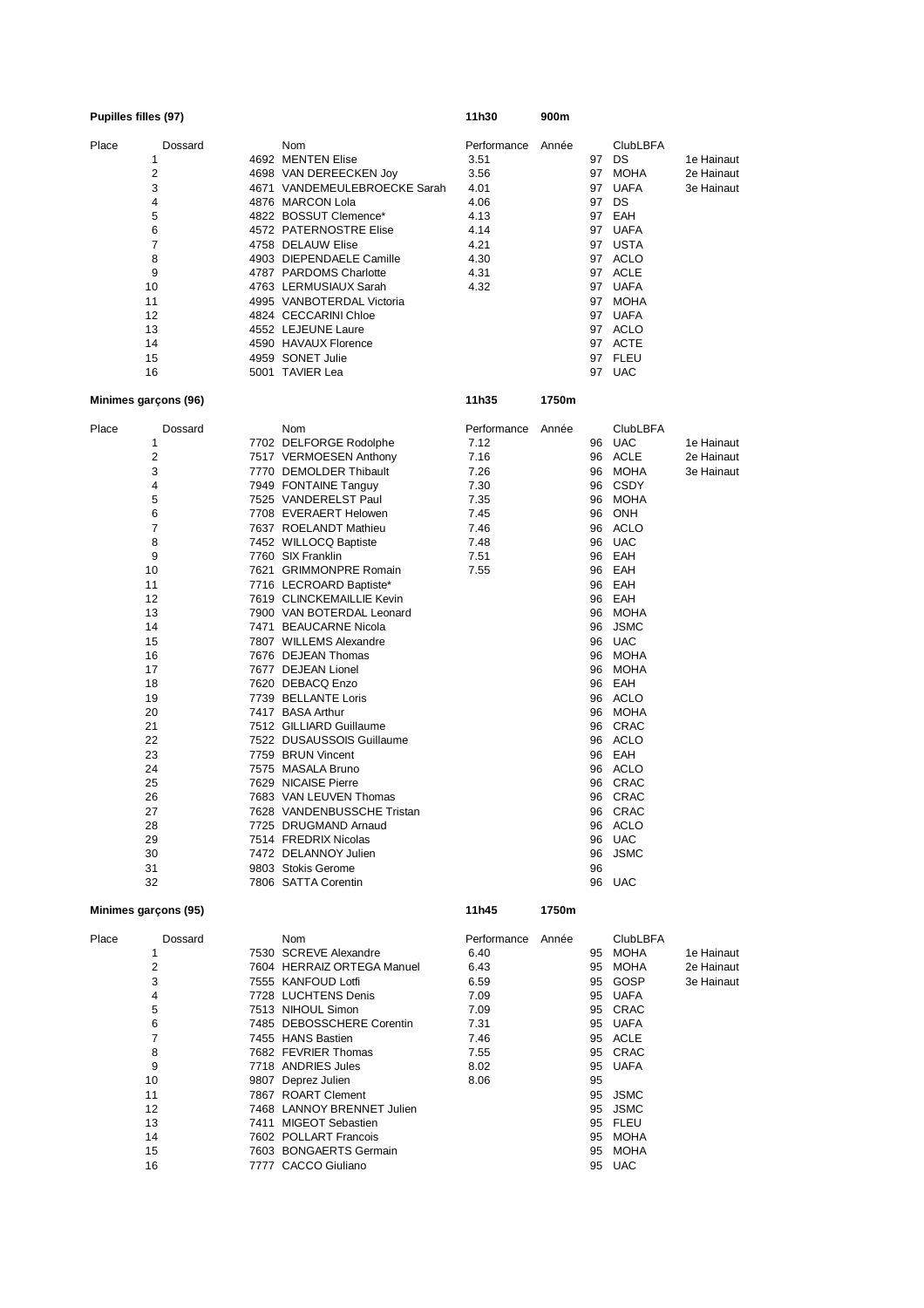**Pupilles filles (97)** | **11h30** | **900m**

| Place | Dossard | Nom | Performance | Année | ClubLBFA | |
|---|---|---|---|---|---|---|
| 1 | 4692 | MENTEN Elise | 3.51 | 97 | DS | 1e Hainaut |
| 2 | 4698 | VAN DEREECKEN Joy | 3.56 | 97 | MOHA | 2e Hainaut |
| 3 | 4671 | VANDEMEULEBROECKE Sarah | 4.01 | 97 | UAFA | 3e Hainaut |
| 4 | 4876 | MARCON Lola | 4.06 | 97 | DS | |
| 5 | 4822 | BOSSUT Clemence* | 4.13 | 97 | EAH | |
| 6 | 4572 | PATERNOSTRE Elise | 4.14 | 97 | UAFA | |
| 7 | 4758 | DELAUW Elise | 4.21 | 97 | USTA | |
| 8 | 4903 | DIEPENDAELE Camille | 4.30 | 97 | ACLO | |
| 9 | 4787 | PARDOMS Charlotte | 4.31 | 97 | ACLE | |
| 10 | 4763 | LERMUSIAUX Sarah | 4.32 | 97 | UAFA | |
| 11 | 4995 | VANBOTERDAL Victoria | | 97 | MOHA | |
| 12 | 4824 | CECCARINI Chloe | | 97 | UAFA | |
| 13 | 4552 | LEJEUNE Laure | | 97 | ACLO | |
| 14 | 4590 | HAVAUX Florence | | 97 | ACTE | |
| 15 | 4959 | SONET Julie | | 97 | FLEU | |
| 16 | 5001 | TAVIER Lea | | 97 | UAC | |

**Minimes garçons (96)** | **11h35** | **1750m**

| Place | Dossard | Nom | Performance | Année | ClubLBFA | |
|---|---|---|---|---|---|---|
| 1 | 7702 | DELFORGE Rodolphe | 7.12 | 96 | UAC | 1e Hainaut |
| 2 | 7517 | VERMOESEN Anthony | 7.16 | 96 | ACLE | 2e Hainaut |
| 3 | 7770 | DEMOLDER Thibault | 7.26 | 96 | MOHA | 3e Hainaut |
| 4 | 7949 | FONTAINE Tanguy | 7.30 | 96 | CSDY | |
| 5 | 7525 | VANDERELST Paul | 7.35 | 96 | MOHA | |
| 6 | 7708 | EVERAERT Helowen | 7.45 | 96 | ONH | |
| 7 | 7637 | ROELANDT Mathieu | 7.46 | 96 | ACLO | |
| 8 | 7452 | WILLOCQ Baptiste | 7.48 | 96 | UAC | |
| 9 | 7760 | SIX Franklin | 7.51 | 96 | EAH | |
| 10 | 7621 | GRIMMONPRE Romain | 7.55 | 96 | EAH | |
| 11 | 7716 | LECROARD Baptiste* | | 96 | EAH | |
| 12 | 7619 | CLINCKEMAILLIE Kevin | | 96 | EAH | |
| 13 | 7900 | VAN BOTERDAL Leonard | | 96 | MOHA | |
| 14 | 7471 | BEAUCARNE Nicola | | 96 | JSMC | |
| 15 | 7807 | WILLEMS Alexandre | | 96 | UAC | |
| 16 | 7676 | DEJEAN Thomas | | 96 | MOHA | |
| 17 | 7677 | DEJEAN Lionel | | 96 | MOHA | |
| 18 | 7620 | DEBACQ Enzo | | 96 | EAH | |
| 19 | 7739 | BELLANTE Loris | | 96 | ACLO | |
| 20 | 7417 | BASA Arthur | | 96 | MOHA | |
| 21 | 7512 | GILLIARD Guillaume | | 96 | CRAC | |
| 22 | 7522 | DUSAUSSOIS Guillaume | | 96 | ACLO | |
| 23 | 7759 | BRUN Vincent | | 96 | EAH | |
| 24 | 7575 | MASALA Bruno | | 96 | ACLO | |
| 25 | 7629 | NICAISE Pierre | | 96 | CRAC | |
| 26 | 7683 | VAN LEUVEN Thomas | | 96 | CRAC | |
| 27 | 7628 | VANDENBUSSCHE Tristan | | 96 | CRAC | |
| 28 | 7725 | DRUGMAND Arnaud | | 96 | ACLO | |
| 29 | 7514 | FREDRIX Nicolas | | 96 | UAC | |
| 30 | 7472 | DELANNOY Julien | | 96 | JSMC | |
| 31 | 9803 | Stokis Gerome | | 96 | | |
| 32 | 7806 | SATTA Corentin | | 96 | UAC | |

**Minimes garçons (95)** | **11h45** | **1750m**

| Place | Dossard | Nom | Performance | Année | ClubLBFA | |
|---|---|---|---|---|---|---|
| 1 | 7530 | SCREVE Alexandre | 6.40 | 95 | MOHA | 1e Hainaut |
| 2 | 7604 | HERRAIZ ORTEGA Manuel | 6.43 | 95 | MOHA | 2e Hainaut |
| 3 | 7555 | KANFOUD Lotfi | 6.59 | 95 | GOSP | 3e Hainaut |
| 4 | 7728 | LUCHTENS Denis | 7.09 | 95 | UAFA | |
| 5 | 7513 | NIHOUL Simon | 7.09 | 95 | CRAC | |
| 6 | 7485 | DEBOSSCHERE Corentin | 7.31 | 95 | UAFA | |
| 7 | 7455 | HANS Bastien | 7.46 | 95 | ACLE | |
| 8 | 7682 | FEVRIER Thomas | 7.55 | 95 | CRAC | |
| 9 | 7718 | ANDRIES Jules | 8.02 | 95 | UAFA | |
| 10 | 9807 | Deprez Julien | 8.06 | 95 | | |
| 11 | 7867 | ROART Clement | | 95 | JSMC | |
| 12 | 7468 | LANNOY BRENNET Julien | | 95 | JSMC | |
| 13 | 7411 | MIGEOT Sebastien | | 95 | FLEU | |
| 14 | 7602 | POLLART Francois | | 95 | MOHA | |
| 15 | 7603 | BONGAERTS Germain | | 95 | MOHA | |
| 16 | 7777 | CACCO Giuliano | | 95 | UAC | |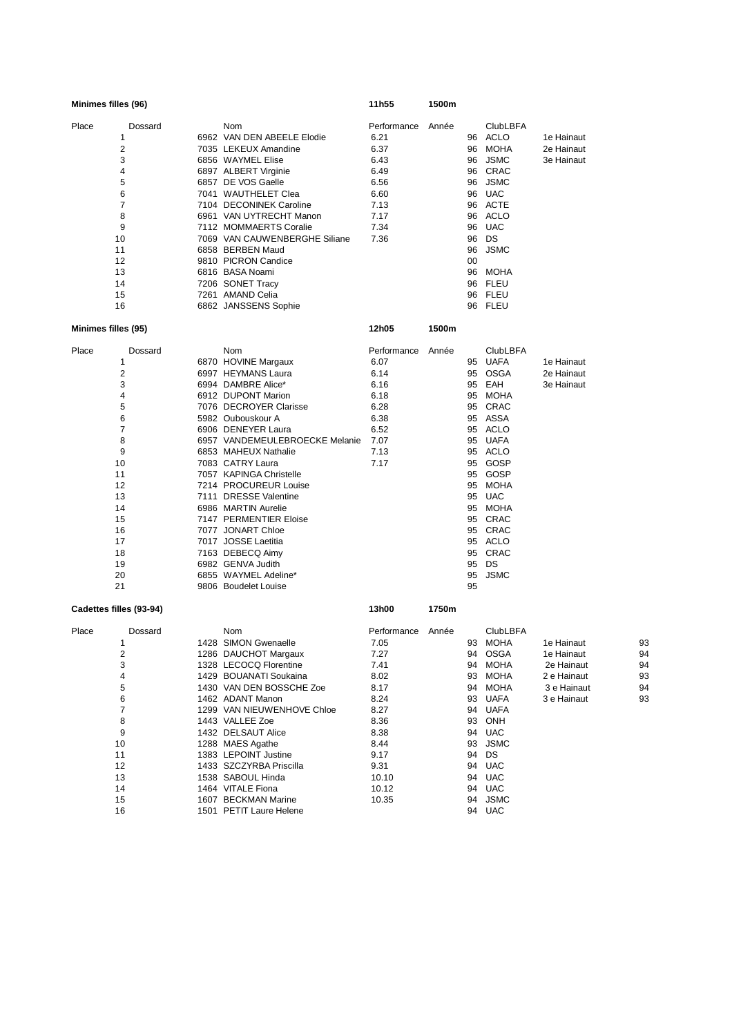**Minimes filles (96)** 11h55 1500m

| Place | Dossard | Nom | Performance | Année | ClubLBFA | |
|---|---|---|---|---|---|---|
| 1 | 6962 | VAN DEN ABEELE Elodie | 6.21 | 96 | ACLO | 1e Hainaut |
| 2 | 7035 | LEKEUX Amandine | 6.37 | 96 | MOHA | 2e Hainaut |
| 3 | 6856 | WAYMEL Elise | 6.43 | 96 | JSMC | 3e Hainaut |
| 4 | 6897 | ALBERT Virginie | 6.49 | 96 | CRAC | |
| 5 | 6857 | DE VOS Gaelle | 6.56 | 96 | JSMC | |
| 6 | 7041 | WAUTHELET Clea | 6.60 | 96 | UAC | |
| 7 | 7104 | DECONINEK Caroline | 7.13 | 96 | ACTE | |
| 8 | 6961 | VAN UYTRECHT Manon | 7.17 | 96 | ACLO | |
| 9 | 7112 | MOMMAERTS Coralie | 7.34 | 96 | UAC | |
| 10 | 7069 | VAN CAUWENBERGHE Siliane | 7.36 | 96 | DS | |
| 11 | 6858 | BERBEN Maud | | 96 | JSMC | |
| 12 | 9810 | PICRON Candice | | 00 | | |
| 13 | 6816 | BASA Noami | | 96 | MOHA | |
| 14 | 7206 | SONET Tracy | | 96 | FLEU | |
| 15 | 7261 | AMAND Celia | | 96 | FLEU | |
| 16 | 6862 | JANSSENS Sophie | | 96 | FLEU | |

**Minimes filles (95)** 12h05 1500m

| Place | Dossard | Nom | Performance | Année | ClubLBFA | |
|---|---|---|---|---|---|---|
| 1 | 6870 | HOVINE Margaux | 6.07 | 95 | UAFA | 1e Hainaut |
| 2 | 6997 | HEYMANS Laura | 6.14 | 95 | OSGA | 2e Hainaut |
| 3 | 6994 | DAMBRE Alice* | 6.16 | 95 | EAH | 3e Hainaut |
| 4 | 6912 | DUPONT Marion | 6.18 | 95 | MOHA | |
| 5 | 7076 | DECROYER Clarisse | 6.28 | 95 | CRAC | |
| 6 | 5982 | Oubouskour A | 6.38 | 95 | ASSA | |
| 7 | 6906 | DENEYER Laura | 6.52 | 95 | ACLO | |
| 8 | 6957 | VANDEMEULEBROECKE Melanie | 7.07 | 95 | UAFA | |
| 9 | 6853 | MAHEUX Nathalie | 7.13 | 95 | ACLO | |
| 10 | 7083 | CATRY Laura | 7.17 | 95 | GOSP | |
| 11 | 7057 | KAPINGA Christelle | | 95 | GOSP | |
| 12 | 7214 | PROCUREUR Louise | | 95 | MOHA | |
| 13 | 7111 | DRESSE Valentine | | 95 | UAC | |
| 14 | 6986 | MARTIN Aurelie | | 95 | MOHA | |
| 15 | 7147 | PERMENTIER Eloise | | 95 | CRAC | |
| 16 | 7077 | JONART Chloe | | 95 | CRAC | |
| 17 | 7017 | JOSSE Laetitia | | 95 | ACLO | |
| 18 | 7163 | DEBECQ Aimy | | 95 | CRAC | |
| 19 | 6982 | GENVA Judith | | 95 | DS | |
| 20 | 6855 | WAYMEL Adeline* | | 95 | JSMC | |
| 21 | 9806 | Boudelet Louise | | 95 | | |

**Cadettes filles (93-94)** 13h00 1750m

| Place | Dossard | Nom | Performance | Année | ClubLBFA | | |
|---|---|---|---|---|---|---|---|
| 1 | 1428 | SIMON Gwenaelle | 7.05 | 93 | MOHA | 1e Hainaut | 93 |
| 2 | 1286 | DAUCHOT Margaux | 7.27 | 94 | OSGA | 1e Hainaut | 94 |
| 3 | 1328 | LECOCQ Florentine | 7.41 | 94 | MOHA | 2e Hainaut | 94 |
| 4 | 1429 | BOUANATI Soukaina | 8.02 | 93 | MOHA | 2 e Hainaut | 93 |
| 5 | 1430 | VAN DEN BOSSCHE Zoe | 8.17 | 94 | MOHA | 3 e Hainaut | 94 |
| 6 | 1462 | ADANT Manon | 8.24 | 93 | UAFA | 3 e Hainaut | 93 |
| 7 | 1299 | VAN NIEUWENHOVE Chloe | 8.27 | 94 | UAFA | | |
| 8 | 1443 | VALLEE Zoe | 8.36 | 93 | ONH | | |
| 9 | 1432 | DELSAUT Alice | 8.38 | 94 | UAC | | |
| 10 | 1288 | MAES Agathe | 8.44 | 93 | JSMC | | |
| 11 | 1383 | LEPOINT Justine | 9.17 | 94 | DS | | |
| 12 | 1433 | SZCZYRBA Priscilla | 9.31 | 94 | UAC | | |
| 13 | 1538 | SABOUL Hinda | 10.10 | 94 | UAC | | |
| 14 | 1464 | VITALE Fiona | 10.12 | 94 | UAC | | |
| 15 | 1607 | BECKMAN Marine | 10.35 | 94 | JSMC | | |
| 16 | 1501 | PETIT Laure Helene | | 94 | UAC | | |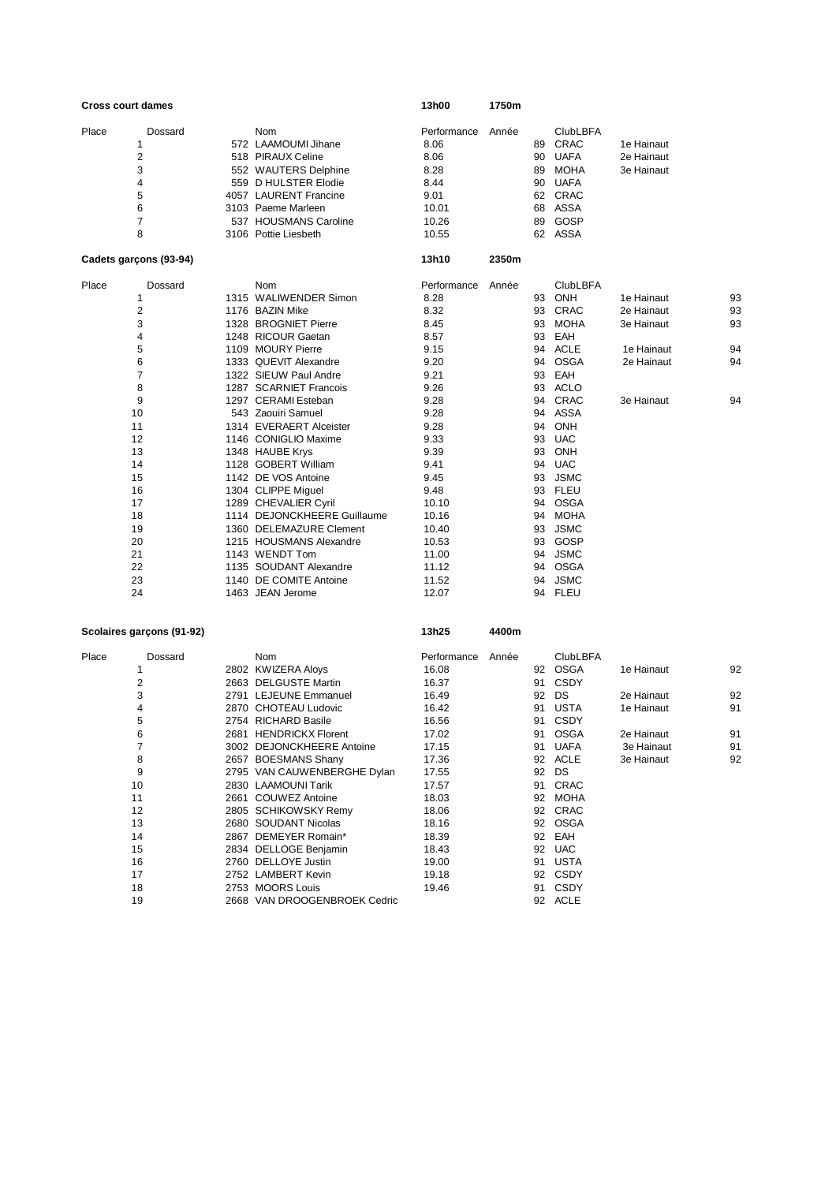**Cross court dames** | 13h00 | 1750m

| Place | Dossard | Nom | Performance | Année | ClubLBFA | | |
|---|---|---|---|---|---|---|---|
| 1 | 572 | LAAMOUMI Jihane | 8.06 | 89 | CRAC | 1e Hainaut | |
| 2 | 518 | PIRAUX Celine | 8.06 | 90 | UAFA | 2e Hainaut | |
| 3 | 552 | WAUTERS Delphine | 8.28 | 89 | MOHA | 3e Hainaut | |
| 4 | 559 | D HULSTER Elodie | 8.44 | 90 | UAFA | | |
| 5 | 4057 | LAURENT Francine | 9.01 | 62 | CRAC | | |
| 6 | 3103 | Paeme Marleen | 10.01 | 68 | ASSA | | |
| 7 | 537 | HOUSMANS Caroline | 10.26 | 89 | GOSP | | |
| 8 | 3106 | Pottie Liesbeth | 10.55 | 62 | ASSA | | |

**Cadets garçons (93-94)** | 13h10 | 2350m

| Place | Dossard | Nom | Performance | Année | ClubLBFA | | |
|---|---|---|---|---|---|---|---|
| 1 | 1315 | WALIWENDER Simon | 8.28 | 93 | ONH | 1e Hainaut | 93 |
| 2 | 1176 | BAZIN Mike | 8.32 | 93 | CRAC | 2e Hainaut | 93 |
| 3 | 1328 | BROGNIET Pierre | 8.45 | 93 | MOHA | 3e Hainaut | 93 |
| 4 | 1248 | RICOUR Gaetan | 8.57 | 93 | EAH | | |
| 5 | 1109 | MOURY Pierre | 9.15 | 94 | ACLE | 1e Hainaut | 94 |
| 6 | 1333 | QUEVIT Alexandre | 9.20 | 94 | OSGA | 2e Hainaut | 94 |
| 7 | 1322 | SIEUW Paul Andre | 9.21 | 93 | EAH | | |
| 8 | 1287 | SCARNIET Francois | 9.26 | 93 | ACLO | | |
| 9 | 1297 | CERAMI Esteban | 9.28 | 94 | CRAC | 3e Hainaut | 94 |
| 10 | 543 | Zaouiri Samuel | 9.28 | 94 | ASSA | | |
| 11 | 1314 | EVERAERT Alceister | 9.28 | 94 | ONH | | |
| 12 | 1146 | CONIGLIO Maxime | 9.33 | 93 | UAC | | |
| 13 | 1348 | HAUBE Krys | 9.39 | 93 | ONH | | |
| 14 | 1128 | GOBERT William | 9.41 | 94 | UAC | | |
| 15 | 1142 | DE VOS Antoine | 9.45 | 93 | JSMC | | |
| 16 | 1304 | CLIPPE Miguel | 9.48 | 93 | FLEU | | |
| 17 | 1289 | CHEVALIER Cyril | 10.10 | 94 | OSGA | | |
| 18 | 1114 | DEJONCKHEERE Guillaume | 10.16 | 94 | MOHA | | |
| 19 | 1360 | DELEMAZURE Clement | 10.40 | 93 | JSMC | | |
| 20 | 1215 | HOUSMANS Alexandre | 10.53 | 93 | GOSP | | |
| 21 | 1143 | WENDT Tom | 11.00 | 94 | JSMC | | |
| 22 | 1135 | SOUDANT Alexandre | 11.12 | 94 | OSGA | | |
| 23 | 1140 | DE COMITE Antoine | 11.52 | 94 | JSMC | | |
| 24 | 1463 | JEAN Jerome | 12.07 | 94 | FLEU | | |

**Scolaires garçons (91-92)** | 13h25 | 4400m

| Place | Dossard | Nom | Performance | Année | ClubLBFA | | |
|---|---|---|---|---|---|---|---|
| 1 | 2802 | KWIZERA Aloys | 16.08 | 92 | OSGA | 1e Hainaut | 92 |
| 2 | 2663 | DELGUSTE Martin | 16.37 | 91 | CSDY | | |
| 3 | 2791 | LEJEUNE Emmanuel | 16.49 | 92 | DS | 2e Hainaut | 92 |
| 4 | 2870 | CHOTEAU Ludovic | 16.42 | 91 | USTA | 1e Hainaut | 91 |
| 5 | 2754 | RICHARD Basile | 16.56 | 91 | CSDY | | |
| 6 | 2681 | HENDRICKX Florent | 17.02 | 91 | OSGA | 2e Hainaut | 91 |
| 7 | 3002 | DEJONCKHEERE Antoine | 17.15 | 91 | UAFA | 3e Hainaut | 91 |
| 8 | 2657 | BOESMANS Shany | 17.36 | 92 | ACLE | 3e Hainaut | 92 |
| 9 | 2795 | VAN CAUWENBERGHE Dylan | 17.55 | 92 | DS | | |
| 10 | 2830 | LAAMOUNI Tarik | 17.57 | 91 | CRAC | | |
| 11 | 2661 | COUWEZ Antoine | 18.03 | 92 | MOHA | | |
| 12 | 2805 | SCHIKOWSKY Remy | 18.06 | 92 | CRAC | | |
| 13 | 2680 | SOUDANT Nicolas | 18.16 | 92 | OSGA | | |
| 14 | 2867 | DEMEYER Romain* | 18.39 | 92 | EAH | | |
| 15 | 2834 | DELLOGE Benjamin | 18.43 | 92 | UAC | | |
| 16 | 2760 | DELLOYE Justin | 19.00 | 91 | USTA | | |
| 17 | 2752 | LAMBERT Kevin | 19.18 | 92 | CSDY | | |
| 18 | 2753 | MOORS Louis | 19.46 | 91 | CSDY | | |
| 19 | 2668 | VAN DROOGENBROEK Cedric | | 92 | ACLE | | |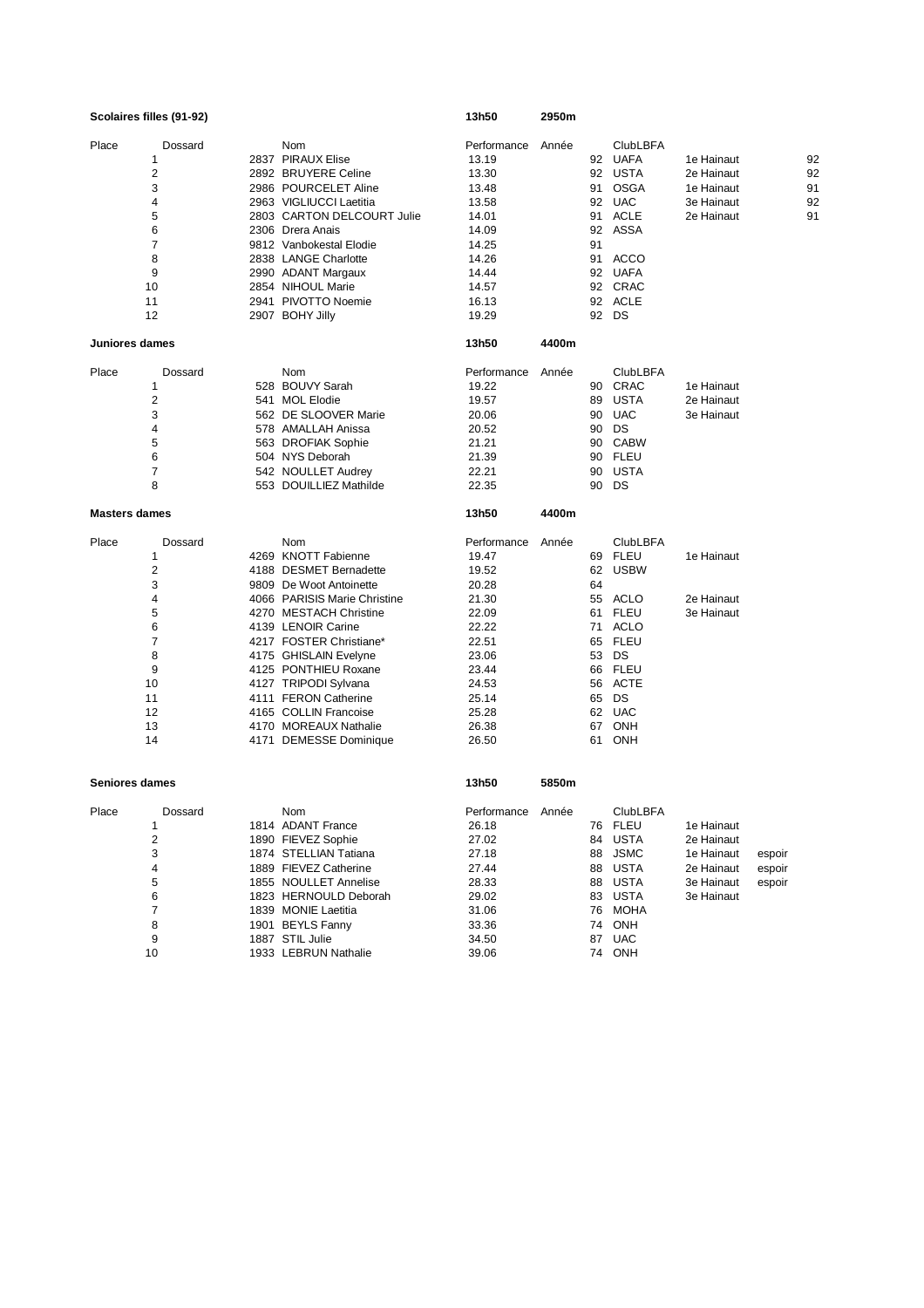**Scolaires filles (91-92)** | **13h50** | **2950m**

| Place | Dossard | Nom | Performance | Année | ClubLBFA | | |
|---|---|---|---|---|---|---|---|
| 1 | 2837 | PIRAUX Elise | 13.19 | 92 | UAFA | 1e Hainaut | 92 |
| 2 | 2892 | BRUYERE Celine | 13.30 | 92 | USTA | 2e Hainaut | 92 |
| 3 | 2986 | POURCELET Aline | 13.48 | 91 | OSGA | 1e Hainaut | 91 |
| 4 | 2963 | VIGLIUCCI Laetitia | 13.58 | 92 | UAC | 3e Hainaut | 92 |
| 5 | 2803 | CARTON DELCOURT Julie | 14.01 | 91 | ACLE | 2e Hainaut | 91 |
| 6 | 2306 | Drera Anais | 14.09 | 92 | ASSA | | |
| 7 | 9812 | Vanbokestal Elodie | 14.25 | 91 | | | |
| 8 | 2838 | LANGE Charlotte | 14.26 | 91 | ACCO | | |
| 9 | 2990 | ADANT Margaux | 14.44 | 92 | UAFA | | |
| 10 | 2854 | NIHOUL Marie | 14.57 | 92 | CRAC | | |
| 11 | 2941 | PIVOTTO Noemie | 16.13 | 92 | ACLE | | |
| 12 | 2907 | BOHY Jilly | 19.29 | 92 | DS | | |

**Juniores dames** | **13h50** | **4400m**

| Place | Dossard | Nom | Performance | Année | ClubLBFA | |
|---|---|---|---|---|---|---|
| 1 | 528 | BOUVY Sarah | 19.22 | 90 | CRAC | 1e Hainaut |
| 2 | 541 | MOL Elodie | 19.57 | 89 | USTA | 2e Hainaut |
| 3 | 562 | DE SLOOVER Marie | 20.06 | 90 | UAC | 3e Hainaut |
| 4 | 578 | AMALLAH Anissa | 20.52 | 90 | DS | |
| 5 | 563 | DROFIAK Sophie | 21.21 | 90 | CABW | |
| 6 | 504 | NYS Deborah | 21.39 | 90 | FLEU | |
| 7 | 542 | NOULLET Audrey | 22.21 | 90 | USTA | |
| 8 | 553 | DOUILLIEZ Mathilde | 22.35 | 90 | DS | |

**Masters dames** | **13h50** | **4400m**

| Place | Dossard | Nom | Performance | Année | ClubLBFA | |
|---|---|---|---|---|---|---|
| 1 | 4269 | KNOTT Fabienne | 19.47 | 69 | FLEU | 1e Hainaut |
| 2 | 4188 | DESMET Bernadette | 19.52 | 62 | USBW | |
| 3 | 9809 | De Woot Antoinette | 20.28 | 64 | | |
| 4 | 4066 | PARISIS Marie Christine | 21.30 | 55 | ACLO | 2e Hainaut |
| 5 | 4270 | MESTACH Christine | 22.09 | 61 | FLEU | 3e Hainaut |
| 6 | 4139 | LENOIR Carine | 22.22 | 71 | ACLO | |
| 7 | 4217 | FOSTER Christiane* | 22.51 | 65 | FLEU | |
| 8 | 4175 | GHISLAIN Evelyne | 23.06 | 53 | DS | |
| 9 | 4125 | PONTHIEU Roxane | 23.44 | 66 | FLEU | |
| 10 | 4127 | TRIPODI Sylvana | 24.53 | 56 | ACTE | |
| 11 | 4111 | FERON Catherine | 25.14 | 65 | DS | |
| 12 | 4165 | COLLIN Francoise | 25.28 | 62 | UAC | |
| 13 | 4170 | MOREAUX Nathalie | 26.38 | 67 | ONH | |
| 14 | 4171 | DEMESSE Dominique | 26.50 | 61 | ONH | |

**Seniores dames** | **13h50** | **5850m**

| Place | Dossard | Nom | Performance | Année | ClubLBFA | | |
|---|---|---|---|---|---|---|---|
| 1 | 1814 | ADANT France | 26.18 | 76 | FLEU | 1e Hainaut | |
| 2 | 1890 | FIEVEZ Sophie | 27.02 | 84 | USTA | 2e Hainaut | |
| 3 | 1874 | STELLIAN Tatiana | 27.18 | 88 | JSMC | 1e Hainaut | espoir |
| 4 | 1889 | FIEVEZ Catherine | 27.44 | 88 | USTA | 2e Hainaut | espoir |
| 5 | 1855 | NOULLET Annelise | 28.33 | 88 | USTA | 3e Hainaut | espoir |
| 6 | 1823 | HERNOULD Deborah | 29.02 | 83 | USTA | 3e Hainaut | |
| 7 | 1839 | MONIE Laetitia | 31.06 | 76 | MOHA | | |
| 8 | 1901 | BEYLS Fanny | 33.36 | 74 | ONH | | |
| 9 | 1887 | STIL Julie | 34.50 | 87 | UAC | | |
| 10 | 1933 | LEBRUN Nathalie | 39.06 | 74 | ONH | | |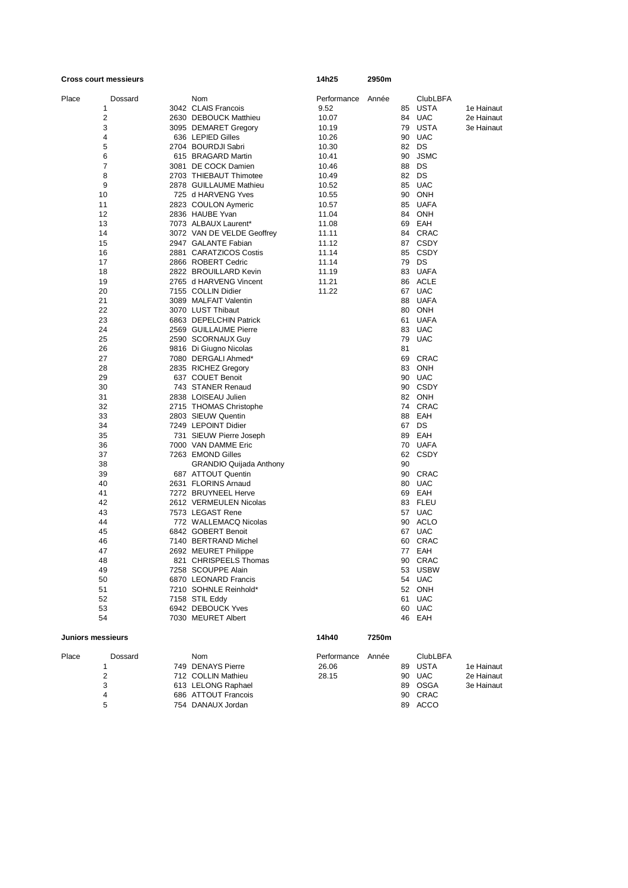**Cross court messieurs** 14h25 2950m

| Place | Dossard | Nom | Performance | Année | ClubLBFA | |
|---|---|---|---|---|---|---|
| 1 | 3042 | CLAIS Francois | 9.52 | 85 | USTA | 1e Hainaut |
| 2 | 2630 | DEBOUCK Matthieu | 10.07 | 84 | UAC | 2e Hainaut |
| 3 | 3095 | DEMARET Gregory | 10.19 | 79 | USTA | 3e Hainaut |
| 4 | 636 | LEPIED Gilles | 10.26 | 90 | UAC | |
| 5 | 2704 | BOURDJI Sabri | 10.30 | 82 | DS | |
| 6 | 615 | BRAGARD Martin | 10.41 | 90 | JSMC | |
| 7 | 3081 | DE COCK Damien | 10.46 | 88 | DS | |
| 8 | 2703 | THIEBAUT Thimotee | 10.49 | 82 | DS | |
| 9 | 2878 | GUILLAUME Mathieu | 10.52 | 85 | UAC | |
| 10 | 725 | d HARVENG Yves | 10.55 | 90 | ONH | |
| 11 | 2823 | COULON Aymeric | 10.57 | 85 | UAFA | |
| 12 | 2836 | HAUBE Yvan | 11.04 | 84 | ONH | |
| 13 | 7073 | ALBAUX Laurent* | 11.08 | 69 | EAH | |
| 14 | 3072 | VAN DE VELDE Geoffrey | 11.11 | 84 | CRAC | |
| 15 | 2947 | GALANTE Fabian | 11.12 | 87 | CSDY | |
| 16 | 2881 | CARATZICOS Costis | 11.14 | 85 | CSDY | |
| 17 | 2866 | ROBERT Cedric | 11.14 | 79 | DS | |
| 18 | 2822 | BROUILLARD Kevin | 11.19 | 83 | UAFA | |
| 19 | 2765 | d HARVENG Vincent | 11.21 | 86 | ACLE | |
| 20 | 7155 | COLLIN Didier | 11.22 | 67 | UAC | |
| 21 | 3089 | MALFAIT Valentin | | 88 | UAFA | |
| 22 | 3070 | LUST Thibaut | | 80 | ONH | |
| 23 | 6863 | DEPELCHIN Patrick | | 61 | UAFA | |
| 24 | 2569 | GUILLAUME Pierre | | 83 | UAC | |
| 25 | 2590 | SCORNAUX Guy | | 79 | UAC | |
| 26 | 9816 | Di Giugno Nicolas | | 81 | | |
| 27 | 7080 | DERGALI Ahmed* | | 69 | CRAC | |
| 28 | 2835 | RICHEZ Gregory | | 83 | ONH | |
| 29 | 637 | COUET Benoit | | 90 | UAC | |
| 30 | 743 | STANER Renaud | | 90 | CSDY | |
| 31 | 2838 | LOISEAU Julien | | 82 | ONH | |
| 32 | 2715 | THOMAS Christophe | | 74 | CRAC | |
| 33 | 2803 | SIEUW Quentin | | 88 | EAH | |
| 34 | 7249 | LEPOINT Didier | | 67 | DS | |
| 35 | 731 | SIEUW Pierre Joseph | | 89 | EAH | |
| 36 | 7000 | VAN DAMME Eric | | 70 | UAFA | |
| 37 | 7263 | EMOND Gilles | | 62 | CSDY | |
| 38 | | GRANDIO Quijada Anthony | | 90 | | |
| 39 | 687 | ATTOUT Quentin | | 90 | CRAC | |
| 40 | 2631 | FLORINS Arnaud | | 80 | UAC | |
| 41 | 7272 | BRUYNEEL Herve | | 69 | EAH | |
| 42 | 2612 | VERMEULEN Nicolas | | 83 | FLEU | |
| 43 | 7573 | LEGAST Rene | | 57 | UAC | |
| 44 | 772 | WALLEMACQ Nicolas | | 90 | ACLO | |
| 45 | 6842 | GOBERT Benoit | | 67 | UAC | |
| 46 | 7140 | BERTRAND Michel | | 60 | CRAC | |
| 47 | 2692 | MEURET Philippe | | 77 | EAH | |
| 48 | 821 | CHRISPEELS Thomas | | 90 | CRAC | |
| 49 | 7258 | SCOUPPE Alain | | 53 | USBW | |
| 50 | 6870 | LEONARD Francis | | 54 | UAC | |
| 51 | 7210 | SOHNLE Reinhold* | | 52 | ONH | |
| 52 | 7158 | STIL Eddy | | 61 | UAC | |
| 53 | 6942 | DEBOUCK Yves | | 60 | UAC | |
| 54 | 7030 | MEURET Albert | | 46 | EAH | |

**Juniors messieurs** 14h40 7250m

| Place | Dossard | Nom | Performance | Année | ClubLBFA | |
|---|---|---|---|---|---|---|
| 1 | 749 | DENAYS Pierre | 26.06 | 89 | USTA | 1e Hainaut |
| 2 | 712 | COLLIN Mathieu | 28.15 | 90 | UAC | 2e Hainaut |
| 3 | 613 | LELONG Raphael | | 89 | OSGA | 3e Hainaut |
| 4 | 686 | ATTOUT Francois | | 90 | CRAC | |
| 5 | 754 | DANAUX Jordan | | 89 | ACCO | |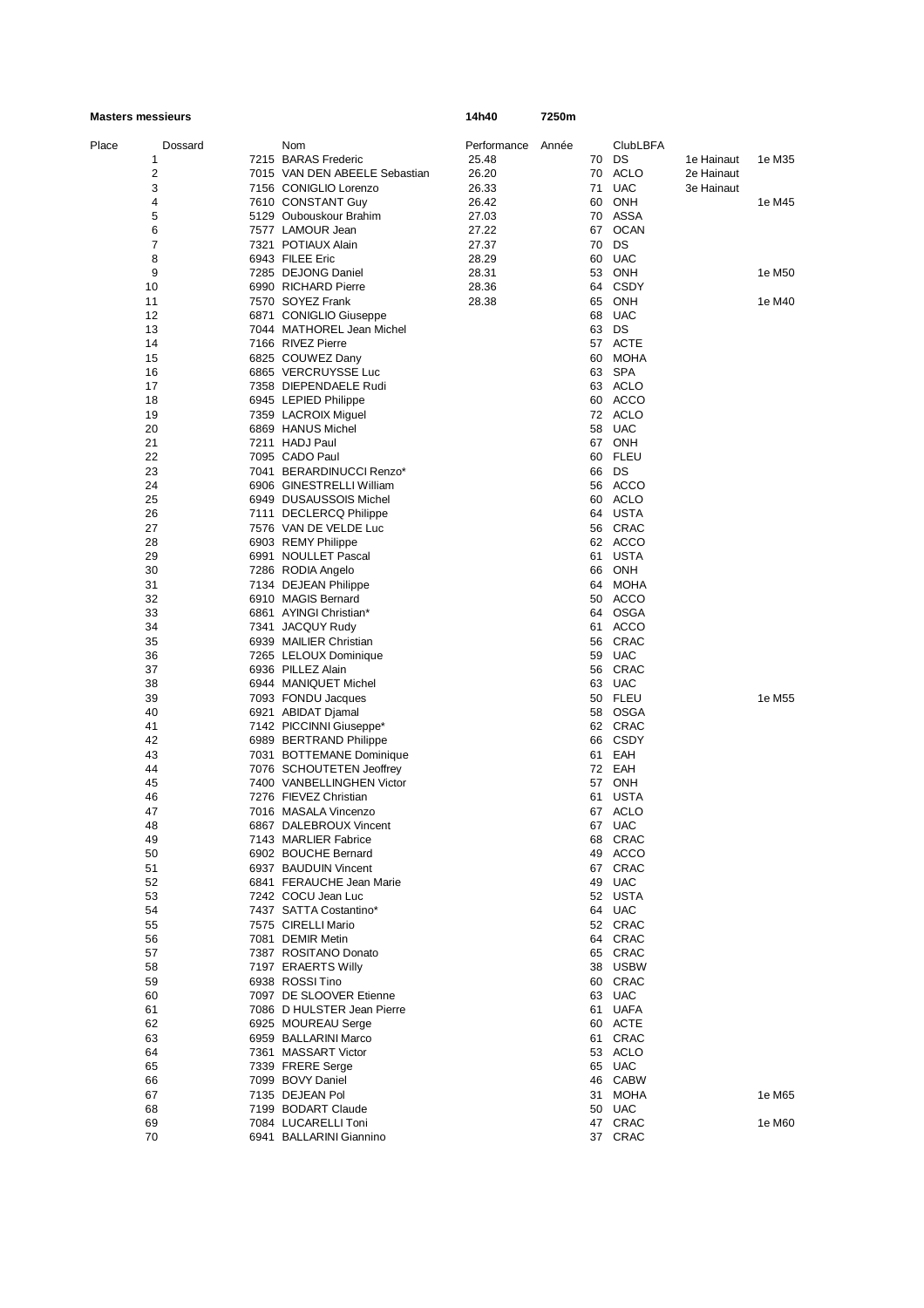**Masters messieurs** **14h40** **7250m**

| Place | Dossard | Nom | Performance | Année | ClubLBFA | | |
|---|---|---|---|---|---|---|---|
| 1 | 7215 | BARAS Frederic | 25.48 | 70 | DS | 1e Hainaut | 1e M35 |
| 2 | 7015 | VAN DEN ABEELE Sebastian | 26.20 | 70 | ACLO | 2e Hainaut | |
| 3 | 7156 | CONIGLIO Lorenzo | 26.33 | 71 | UAC | 3e Hainaut | |
| 4 | 7610 | CONSTANT Guy | 26.42 | 60 | ONH | | 1e M45 |
| 5 | 5129 | Oubouskour Brahim | 27.03 | 70 | ASSA | | |
| 6 | 7577 | LAMOUR Jean | 27.22 | 67 | OCAN | | |
| 7 | 7321 | POTIAUX Alain | 27.37 | 70 | DS | | |
| 8 | 6943 | FILEE Eric | 28.29 | 60 | UAC | | |
| 9 | 7285 | DEJONG Daniel | 28.31 | 53 | ONH | | 1e M50 |
| 10 | 6990 | RICHARD Pierre | 28.36 | 64 | CSDY | | |
| 11 | 7570 | SOYEZ Frank | 28.38 | 65 | ONH | | 1e M40 |
| 12 | 6871 | CONIGLIO Giuseppe | | 68 | UAC | | |
| 13 | 7044 | MATHOREL Jean Michel | | 63 | DS | | |
| 14 | 7166 | RIVEZ Pierre | | 57 | ACTE | | |
| 15 | 6825 | COUWEZ Dany | | 60 | MOHA | | |
| 16 | 6865 | VERCRUYSSE Luc | | 63 | SPA | | |
| 17 | 7358 | DIEPENDAELE Rudi | | 63 | ACLO | | |
| 18 | 6945 | LEPIED Philippe | | 60 | ACCO | | |
| 19 | 7359 | LACROIX Miguel | | 72 | ACLO | | |
| 20 | 6869 | HANUS Michel | | 58 | UAC | | |
| 21 | 7211 | HADJ Paul | | 67 | ONH | | |
| 22 | 7095 | CADO Paul | | 60 | FLEU | | |
| 23 | 7041 | BERARDINUCCI Renzo* | | 66 | DS | | |
| 24 | 6906 | GINESTRELLI William | | 56 | ACCO | | |
| 25 | 6949 | DUSAUSSOIS Michel | | 60 | ACLO | | |
| 26 | 7111 | DECLERCQ Philippe | | 64 | USTA | | |
| 27 | 7576 | VAN DE VELDE Luc | | 56 | CRAC | | |
| 28 | 6903 | REMY Philippe | | 62 | ACCO | | |
| 29 | 6991 | NOULLET Pascal | | 61 | USTA | | |
| 30 | 7286 | RODIA Angelo | | 66 | ONH | | |
| 31 | 7134 | DEJEAN Philippe | | 64 | MOHA | | |
| 32 | 6910 | MAGIS Bernard | | 50 | ACCO | | |
| 33 | 6861 | AYINGI Christian* | | 64 | OSGA | | |
| 34 | 7341 | JACQUY Rudy | | 61 | ACCO | | |
| 35 | 6939 | MAILIER Christian | | 56 | CRAC | | |
| 36 | 7265 | LELOUX Dominique | | 59 | UAC | | |
| 37 | 6936 | PILLEZ Alain | | 56 | CRAC | | |
| 38 | 6944 | MANIQUET Michel | | 63 | UAC | | |
| 39 | 7093 | FONDU Jacques | | 50 | FLEU | | 1e M55 |
| 40 | 6921 | ABIDAT Djamal | | 58 | OSGA | | |
| 41 | 7142 | PICCINNI Giuseppe* | | 62 | CRAC | | |
| 42 | 6989 | BERTRAND Philippe | | 66 | CSDY | | |
| 43 | 7031 | BOTTEMANE Dominique | | 61 | EAH | | |
| 44 | 7076 | SCHOUTETEN Jeoffrey | | 72 | EAH | | |
| 45 | 7400 | VANBELLINGHEN Victor | | 57 | ONH | | |
| 46 | 7276 | FIEVEZ Christian | | 61 | USTA | | |
| 47 | 7016 | MASALA Vincenzo | | 67 | ACLO | | |
| 48 | 6867 | DALEBROUX Vincent | | 67 | UAC | | |
| 49 | 7143 | MARLIER Fabrice | | 68 | CRAC | | |
| 50 | 6902 | BOUCHE Bernard | | 49 | ACCO | | |
| 51 | 6937 | BAUDUIN Vincent | | 67 | CRAC | | |
| 52 | 6841 | FERAUCHE Jean Marie | | 49 | UAC | | |
| 53 | 7242 | COCU Jean Luc | | 52 | USTA | | |
| 54 | 7437 | SATTA Costantino* | | 64 | UAC | | |
| 55 | 7575 | CIRELLI Mario | | 52 | CRAC | | |
| 56 | 7081 | DEMIR Metin | | 64 | CRAC | | |
| 57 | 7387 | ROSITANO Donato | | 65 | CRAC | | |
| 58 | 7197 | ERAERTS Willy | | 38 | USBW | | |
| 59 | 6938 | ROSSI Tino | | 60 | CRAC | | |
| 60 | 7097 | DE SLOOVER Etienne | | 63 | UAC | | |
| 61 | 7086 | D HULSTER Jean Pierre | | 61 | UAFA | | |
| 62 | 6925 | MOUREAU Serge | | 60 | ACTE | | |
| 63 | 6959 | BALLARINI Marco | | 61 | CRAC | | |
| 64 | 7361 | MASSART Victor | | 53 | ACLO | | |
| 65 | 7339 | FRERE Serge | | 65 | UAC | | |
| 66 | 7099 | BOVY Daniel | | 46 | CABW | | |
| 67 | 7135 | DEJEAN Pol | | 31 | MOHA | | 1e M65 |
| 68 | 7199 | BODART Claude | | 50 | UAC | | |
| 69 | 7084 | LUCARELLI Toni | | 47 | CRAC | | 1e M60 |
| 70 | 6941 | BALLARINI Giannino | | 37 | CRAC | | |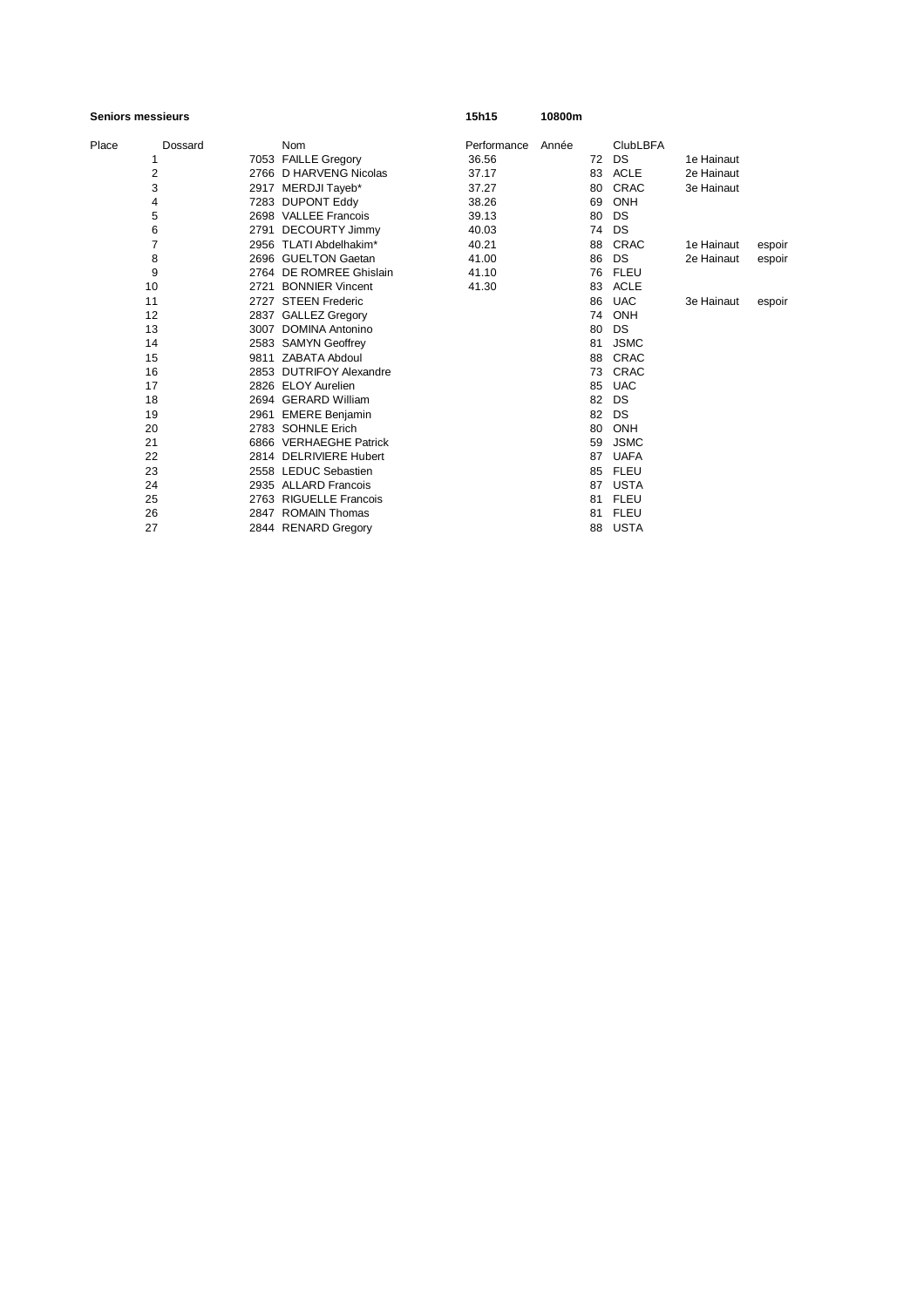**Seniors messieurs** **15h15** **10800m**

| Place | Dossard | Nom | Performance | Année | ClubLBFA | | |
|---|---|---|---|---|---|---|---|
| 1 | 7053 | FAILLE Gregory | 36.56 | 72 | DS | 1e Hainaut | |
| 2 | 2766 | D HARVENG Nicolas | 37.17 | 83 | ACLE | 2e Hainaut | |
| 3 | 2917 | MERDJI Tayeb* | 37.27 | 80 | CRAC | 3e Hainaut | |
| 4 | 7283 | DUPONT Eddy | 38.26 | 69 | ONH | | |
| 5 | 2698 | VALLEE Francois | 39.13 | 80 | DS | | |
| 6 | 2791 | DECOURTY Jimmy | 40.03 | 74 | DS | | |
| 7 | 2956 | TLATI Abdelhakim* | 40.21 | 88 | CRAC | 1e Hainaut | espoir |
| 8 | 2696 | GUELTON Gaetan | 41.00 | 86 | DS | 2e Hainaut | espoir |
| 9 | 2764 | DE ROMREE Ghislain | 41.10 | 76 | FLEU | | |
| 10 | 2721 | BONNIER Vincent | 41.30 | 83 | ACLE | | |
| 11 | 2727 | STEEN Frederic | | 86 | UAC | 3e Hainaut | espoir |
| 12 | 2837 | GALLEZ Gregory | | 74 | ONH | | |
| 13 | 3007 | DOMINA Antonino | | 80 | DS | | |
| 14 | 2583 | SAMYN Geoffrey | | 81 | JSMC | | |
| 15 | 9811 | ZABATA Abdoul | | 88 | CRAC | | |
| 16 | 2853 | DUTRIFOY Alexandre | | 73 | CRAC | | |
| 17 | 2826 | ELOY Aurelien | | 85 | UAC | | |
| 18 | 2694 | GERARD William | | 82 | DS | | |
| 19 | 2961 | EMERE Benjamin | | 82 | DS | | |
| 20 | 2783 | SOHNLE Erich | | 80 | ONH | | |
| 21 | 6866 | VERHAEGHE Patrick | | 59 | JSMC | | |
| 22 | 2814 | DELRIVIERE Hubert | | 87 | UAFA | | |
| 23 | 2558 | LEDUC Sebastien | | 85 | FLEU | | |
| 24 | 2935 | ALLARD Francois | | 87 | USTA | | |
| 25 | 2763 | RIGUELLE Francois | | 81 | FLEU | | |
| 26 | 2847 | ROMAIN Thomas | | 81 | FLEU | | |
| 27 | 2844 | RENARD Gregory | | 88 | USTA | | |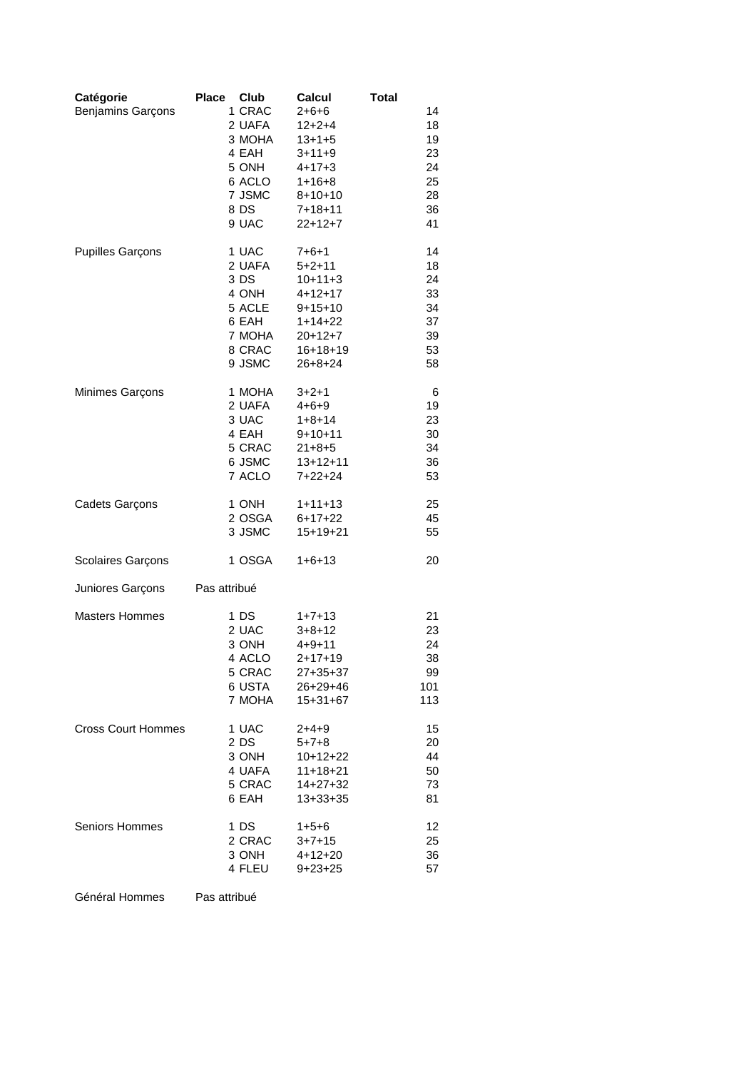| Catégorie | Place | Club | Calcul | Total |
|---|---|---|---|---|
| Benjamins Garçons | 1 | CRAC | 2+6+6 | 14 |
| | 2 | UAFA | 12+2+4 | 18 |
| | 3 | MOHA | 13+1+5 | 19 |
| | 4 | EAH | 3+11+9 | 23 |
| | 5 | ONH | 4+17+3 | 24 |
| | 6 | ACLO | 1+16+8 | 25 |
| | 7 | JSMC | 8+10+10 | 28 |
| | 8 | DS | 7+18+11 | 36 |
| | 9 | UAC | 22+12+7 | 41 |
| Pupilles Garçons | 1 | UAC | 7+6+1 | 14 |
| | 2 | UAFA | 5+2+11 | 18 |
| | 3 | DS | 10+11+3 | 24 |
| | 4 | ONH | 4+12+17 | 33 |
| | 5 | ACLE | 9+15+10 | 34 |
| | 6 | EAH | 1+14+22 | 37 |
| | 7 | MOHA | 20+12+7 | 39 |
| | 8 | CRAC | 16+18+19 | 53 |
| | 9 | JSMC | 26+8+24 | 58 |
| Minimes Garçons | 1 | MOHA | 3+2+1 | 6 |
| | 2 | UAFA | 4+6+9 | 19 |
| | 3 | UAC | 1+8+14 | 23 |
| | 4 | EAH | 9+10+11 | 30 |
| | 5 | CRAC | 21+8+5 | 34 |
| | 6 | JSMC | 13+12+11 | 36 |
| | 7 | ACLO | 7+22+24 | 53 |
| Cadets Garçons | 1 | ONH | 1+11+13 | 25 |
| | 2 | OSGA | 6+17+22 | 45 |
| | 3 | JSMC | 15+19+21 | 55 |
| Scolaires Garçons | 1 | OSGA | 1+6+13 | 20 |
| Juniores Garçons | Pas attribué | | | |
| Masters Hommes | 1 | DS | 1+7+13 | 21 |
| | 2 | UAC | 3+8+12 | 23 |
| | 3 | ONH | 4+9+11 | 24 |
| | 4 | ACLO | 2+17+19 | 38 |
| | 5 | CRAC | 27+35+37 | 99 |
| | 6 | USTA | 26+29+46 | 101 |
| | 7 | MOHA | 15+31+67 | 113 |
| Cross Court Hommes | 1 | UAC | 2+4+9 | 15 |
| | 2 | DS | 5+7+8 | 20 |
| | 3 | ONH | 10+12+22 | 44 |
| | 4 | UAFA | 11+18+21 | 50 |
| | 5 | CRAC | 14+27+32 | 73 |
| | 6 | EAH | 13+33+35 | 81 |
| Seniors Hommes | 1 | DS | 1+5+6 | 12 |
| | 2 | CRAC | 3+7+15 | 25 |
| | 3 | ONH | 4+12+20 | 36 |
| | 4 | FLEU | 9+23+25 | 57 |
| Général Hommes | Pas attribué | | | |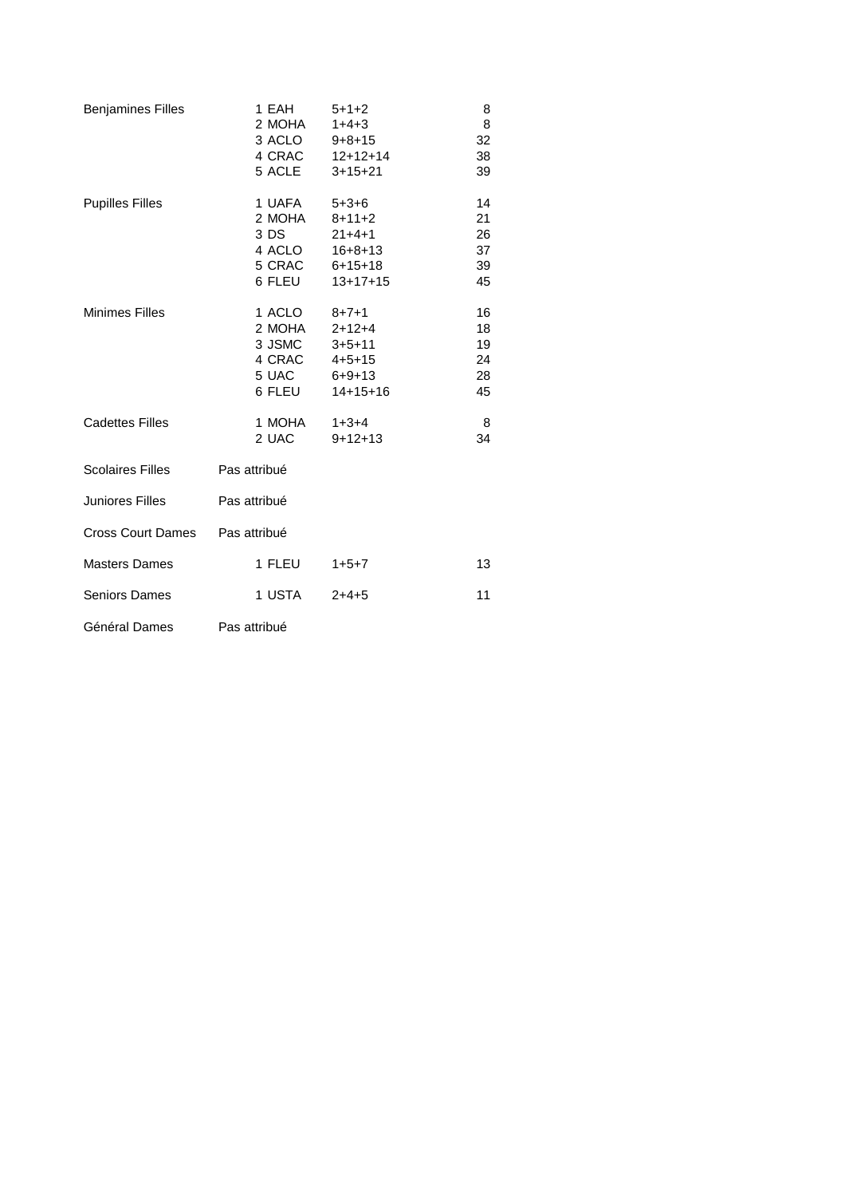| | | | | |
|---|---|---|---|---|
| Benjamines Filles | 1 | EAH | 5+1+2 | 8 |
| | 2 | MOHA | 1+4+3 | 8 |
| | 3 | ACLO | 9+8+15 | 32 |
| | 4 | CRAC | 12+12+14 | 38 |
| | 5 | ACLE | 3+15+21 | 39 |
| Pupilles Filles | 1 | UAFA | 5+3+6 | 14 |
| | 2 | MOHA | 8+11+2 | 21 |
| | 3 | DS | 21+4+1 | 26 |
| | 4 | ACLO | 16+8+13 | 37 |
| | 5 | CRAC | 6+15+18 | 39 |
| | 6 | FLEU | 13+17+15 | 45 |
| Minimes Filles | 1 | ACLO | 8+7+1 | 16 |
| | 2 | MOHA | 2+12+4 | 18 |
| | 3 | JSMC | 3+5+11 | 19 |
| | 4 | CRAC | 4+5+15 | 24 |
| | 5 | UAC | 6+9+13 | 28 |
| | 6 | FLEU | 14+15+16 | 45 |
| Cadettes Filles | 1 | MOHA | 1+3+4 | 8 |
| | 2 | UAC | 9+12+13 | 34 |
| Scolaires Filles | Pas attribué | | | |
| Juniores Filles | Pas attribué | | | |
| Cross Court Dames | Pas attribué | | | |
| Masters Dames | 1 | FLEU | 1+5+7 | 13 |
| Seniors Dames | 1 | USTA | 2+4+5 | 11 |
| Général Dames | Pas attribué | | | |